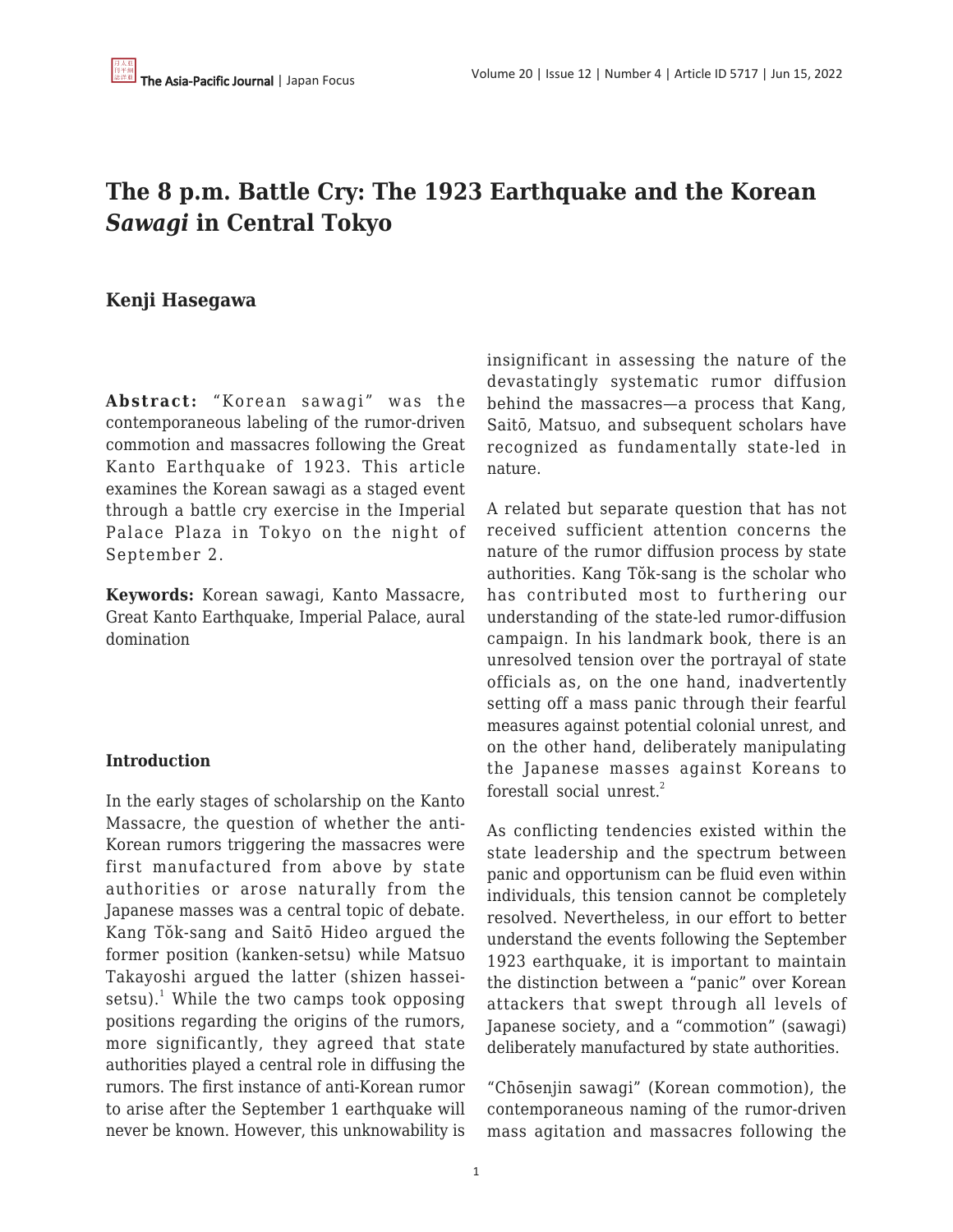# The 8 p.m. Battle Cry: The 1923 Earthquake and the Korean *Sawagi* in Central Tokyo

**Kenji Hasegawa**

**Abstract:** "Korean sawagi" was the contemporaneous labeling of the rumor-driven commotion and massacres following the Great Kanto Earthquake of 1923. This article examines the Korean sawagi as a staged event through a battle cry exercise in the Imperial Palace Plaza in Tokyo on the night of September 2.

**Keywords:** Korean sawagi, Kanto Massacre, Great Kanto Earthquake, Imperial Palace, aural domination

## Introduction

In the early stages of scholarship on the Kanto Massacre, the question of whether the anti-Korean rumors triggering the massacres were first manufactured from above by state authorities or arose naturally from the Japanese masses was a central topic of debate. Kang Tŏk-sang and Saitō Hideo argued the former position (kanken-setsu) while Matsuo Takayoshi argued the latter (shizen hassei-setsu).[1] While the two camps took opposing positions regarding the origins of the rumors, more significantly, they agreed that state authorities played a central role in diffusing the rumors. The first instance of anti-Korean rumor to arise after the September 1 earthquake will never be known. However, this unknowability is insignificant in assessing the nature of the devastatingly systematic rumor diffusion behind the massacres—a process that Kang, Saitō, Matsuo, and subsequent scholars have recognized as fundamentally state-led in nature.

A related but separate question that has not received sufficient attention concerns the nature of the rumor diffusion process by state authorities. Kang Tŏk-sang is the scholar who has contributed most to furthering our understanding of the state-led rumor-diffusion campaign. In his landmark book, there is an unresolved tension over the portrayal of state officials as, on the one hand, inadvertently setting off a mass panic through their fearful measures against potential colonial unrest, and on the other hand, deliberately manipulating the Japanese masses against Koreans to forestall social unrest.[2]

As conflicting tendencies existed within the state leadership and the spectrum between panic and opportunism can be fluid even within individuals, this tension cannot be completely resolved. Nevertheless, in our effort to better understand the events following the September 1923 earthquake, it is important to maintain the distinction between a "panic" over Korean attackers that swept through all levels of Japanese society, and a "commotion" (sawagi) deliberately manufactured by state authorities.

"Chōsenjin sawagi" (Korean commotion), the contemporaneous naming of the rumor-driven mass agitation and massacres following the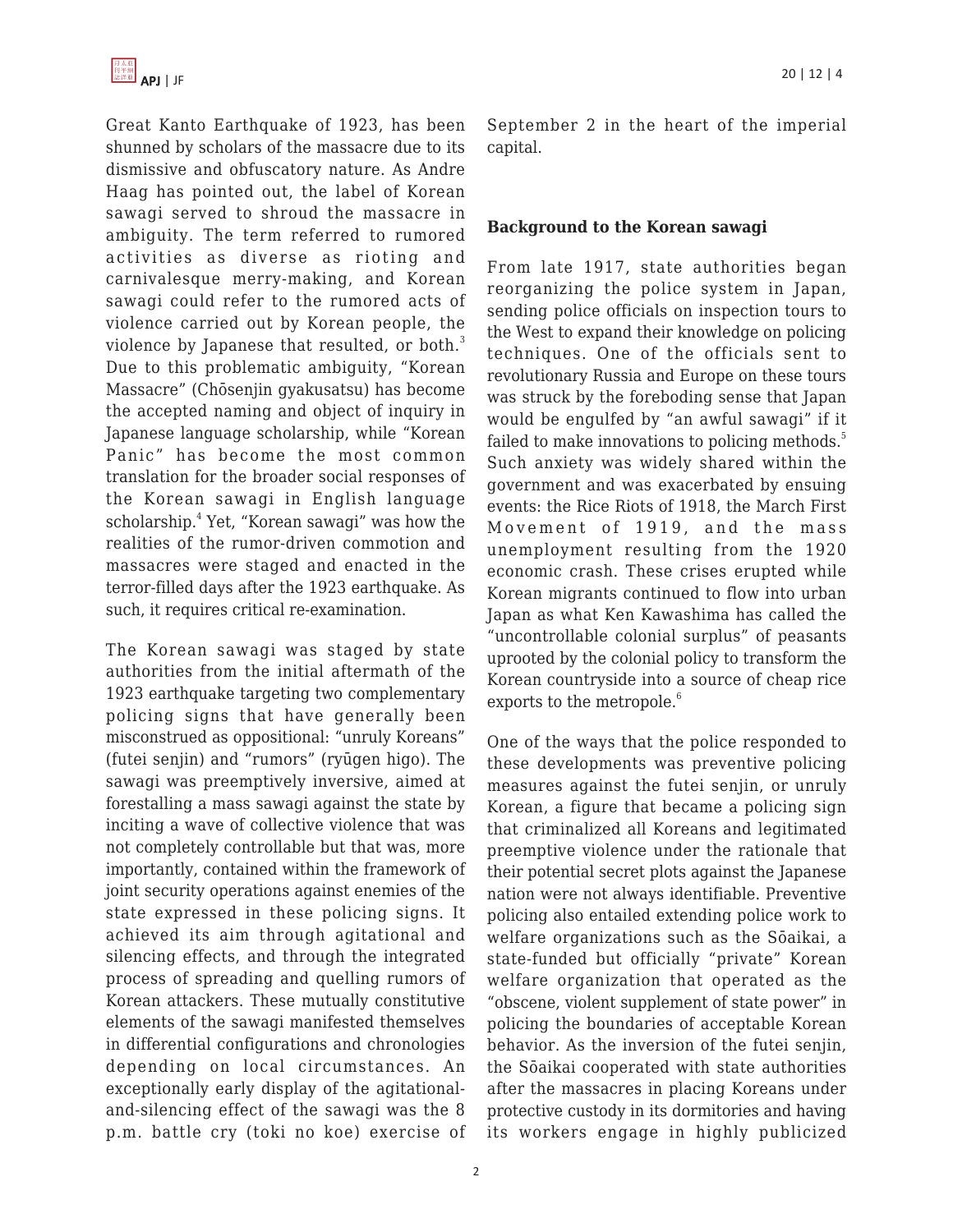Great Kanto Earthquake of 1923, has been shunned by scholars of the massacre due to its dismissive and obfuscatory nature. As Andre Haag has pointed out, the label of Korean sawagi served to shroud the massacre in ambiguity. The term referred to rumored activities as diverse as rioting and carnivalesque merry-making, and Korean sawagi could refer to the rumored acts of violence carried out by Korean people, the violence by Japanese that resulted, or both.[3] Due to this problematic ambiguity, "Korean Massacre" (Chōsenjin gyakusatsu) has become the accepted naming and object of inquiry in Japanese language scholarship, while "Korean Panic" has become the most common translation for the broader social responses of the Korean sawagi in English language scholarship.[4] Yet, "Korean sawagi" was how the realities of the rumor-driven commotion and massacres were staged and enacted in the terror-filled days after the 1923 earthquake. As such, it requires critical re-examination.

The Korean sawagi was staged by state authorities from the initial aftermath of the 1923 earthquake targeting two complementary policing signs that have generally been misconstrued as oppositional: "unruly Koreans" (futei senjin) and "rumors" (ryūgen higo). The sawagi was preemptively inversive, aimed at forestalling a mass sawagi against the state by inciting a wave of collective violence that was not completely controllable but that was, more importantly, contained within the framework of joint security operations against enemies of the state expressed in these policing signs. It achieved its aim through agitational and silencing effects, and through the integrated process of spreading and quelling rumors of Korean attackers. These mutually constitutive elements of the sawagi manifested themselves in differential configurations and chronologies depending on local circumstances. An exceptionally early display of the agitational-and-silencing effect of the sawagi was the 8 p.m. battle cry (toki no koe) exercise of September 2 in the heart of the imperial capital.

## Background to the Korean sawagi

From late 1917, state authorities began reorganizing the police system in Japan, sending police officials on inspection tours to the West to expand their knowledge on policing techniques. One of the officials sent to revolutionary Russia and Europe on these tours was struck by the foreboding sense that Japan would be engulfed by "an awful sawagi" if it failed to make innovations to policing methods.[5] Such anxiety was widely shared within the government and was exacerbated by ensuing events: the Rice Riots of 1918, the March First Movement of 1919, and the mass unemployment resulting from the 1920 economic crash. These crises erupted while Korean migrants continued to flow into urban Japan as what Ken Kawashima has called the "uncontrollable colonial surplus" of peasants uprooted by the colonial policy to transform the Korean countryside into a source of cheap rice exports to the metropole.[6]

One of the ways that the police responded to these developments was preventive policing measures against the futei senjin, or unruly Korean, a figure that became a policing sign that criminalized all Koreans and legitimated preemptive violence under the rationale that their potential secret plots against the Japanese nation were not always identifiable. Preventive policing also entailed extending police work to welfare organizations such as the Sōaikai, a state-funded but officially "private" Korean welfare organization that operated as the "obscene, violent supplement of state power" in policing the boundaries of acceptable Korean behavior. As the inversion of the futei senjin, the Sōaikai cooperated with state authorities after the massacres in placing Koreans under protective custody in its dormitories and having its workers engage in highly publicized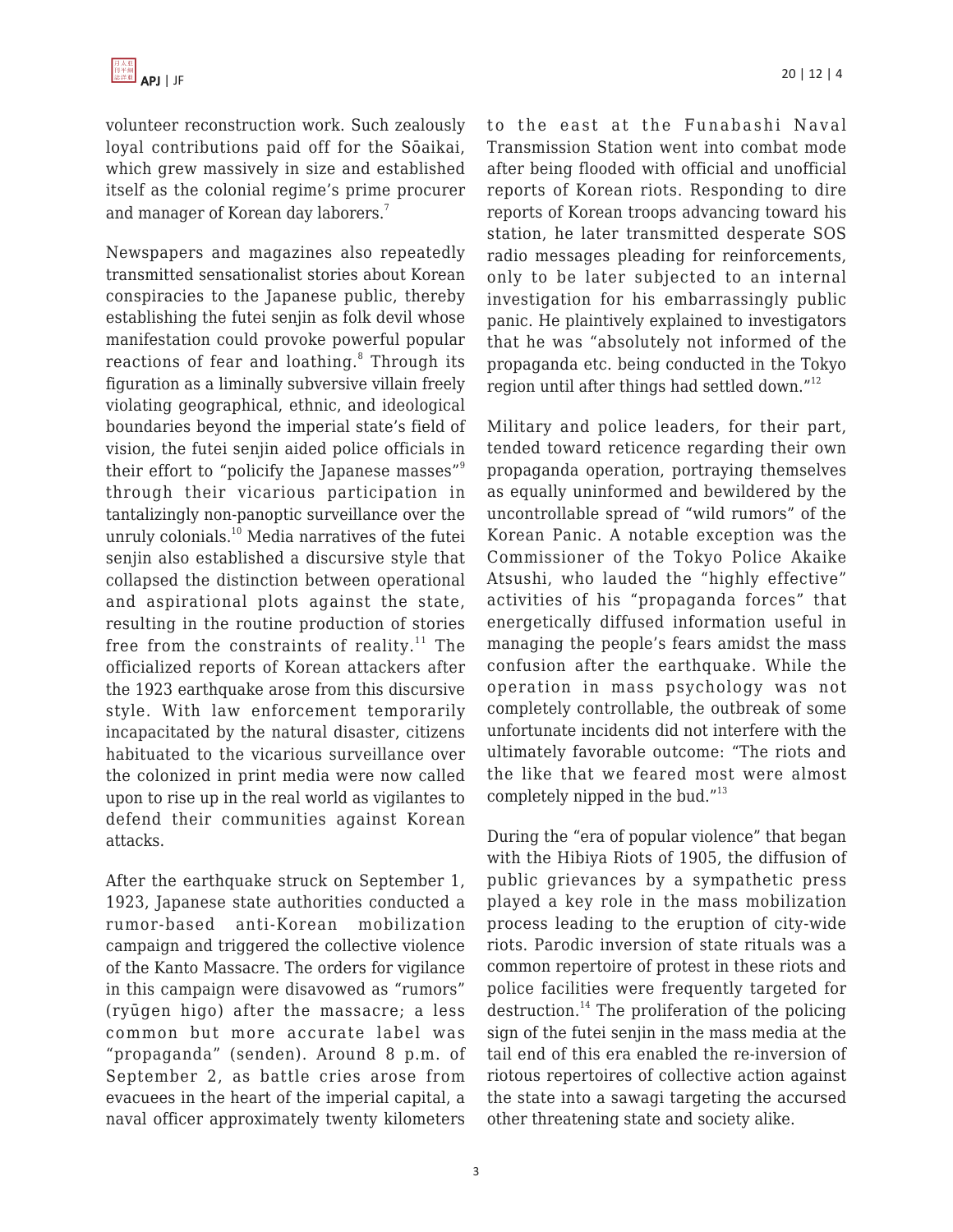volunteer reconstruction work. Such zealously loyal contributions paid off for the Sōaikai, which grew massively in size and established itself as the colonial regime's prime procurer and manager of Korean day laborers.[7]

Newspapers and magazines also repeatedly transmitted sensationalist stories about Korean conspiracies to the Japanese public, thereby establishing the futei senjin as folk devil whose manifestation could provoke powerful popular reactions of fear and loathing.[8] Through its figuration as a liminally subversive villain freely violating geographical, ethnic, and ideological boundaries beyond the imperial state's field of vision, the futei senjin aided police officials in their effort to "policify the Japanese masses"[9] through their vicarious participation in tantalizingly non-panoptic surveillance over the unruly colonials.[10] Media narratives of the futei senjin also established a discursive style that collapsed the distinction between operational and aspirational plots against the state, resulting in the routine production of stories free from the constraints of reality.[11] The officialized reports of Korean attackers after the 1923 earthquake arose from this discursive style. With law enforcement temporarily incapacitated by the natural disaster, citizens habituated to the vicarious surveillance over the colonized in print media were now called upon to rise up in the real world as vigilantes to defend their communities against Korean attacks.

After the earthquake struck on September 1, 1923, Japanese state authorities conducted a rumor-based anti-Korean mobilization campaign and triggered the collective violence of the Kanto Massacre. The orders for vigilance in this campaign were disavowed as "rumors" (ryūgen higo) after the massacre; a less common but more accurate label was "propaganda" (senden). Around 8 p.m. of September 2, as battle cries arose from evacuees in the heart of the imperial capital, a naval officer approximately twenty kilometers to the east at the Funabashi Naval Transmission Station went into combat mode after being flooded with official and unofficial reports of Korean riots. Responding to dire reports of Korean troops advancing toward his station, he later transmitted desperate SOS radio messages pleading for reinforcements, only to be later subjected to an internal investigation for his embarrassingly public panic. He plaintively explained to investigators that he was "absolutely not informed of the propaganda etc. being conducted in the Tokyo region until after things had settled down."[12]

Military and police leaders, for their part, tended toward reticence regarding their own propaganda operation, portraying themselves as equally uninformed and bewildered by the uncontrollable spread of "wild rumors" of the Korean Panic. A notable exception was the Commissioner of the Tokyo Police Akaike Atsushi, who lauded the "highly effective" activities of his "propaganda forces" that energetically diffused information useful in managing the people's fears amidst the mass confusion after the earthquake. While the operation in mass psychology was not completely controllable, the outbreak of some unfortunate incidents did not interfere with the ultimately favorable outcome: "The riots and the like that we feared most were almost completely nipped in the bud."[13]

During the "era of popular violence" that began with the Hibiya Riots of 1905, the diffusion of public grievances by a sympathetic press played a key role in the mass mobilization process leading to the eruption of city-wide riots. Parodic inversion of state rituals was a common repertoire of protest in these riots and police facilities were frequently targeted for destruction.[14] The proliferation of the policing sign of the futei senjin in the mass media at the tail end of this era enabled the re-inversion of riotous repertoires of collective action against the state into a sawagi targeting the accursed other threatening state and society alike.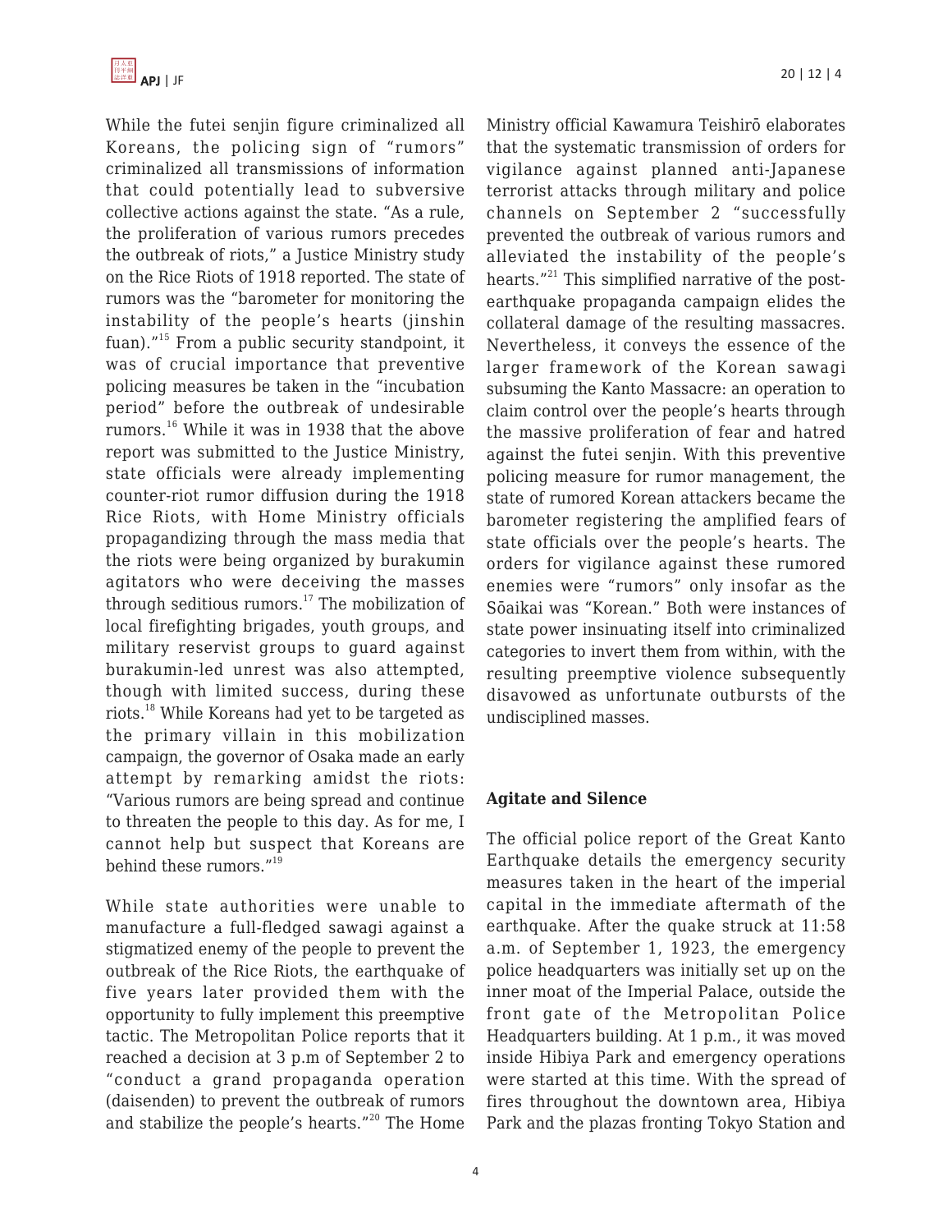While the futei senjin figure criminalized all Koreans, the policing sign of "rumors" criminalized all transmissions of information that could potentially lead to subversive collective actions against the state. "As a rule, the proliferation of various rumors precedes the outbreak of riots," a Justice Ministry study on the Rice Riots of 1918 reported. The state of rumors was the "barometer for monitoring the instability of the people's hearts (jinshin fuan)."[15] From a public security standpoint, it was of crucial importance that preventive policing measures be taken in the "incubation period" before the outbreak of undesirable rumors.[16] While it was in 1938 that the above report was submitted to the Justice Ministry, state officials were already implementing counter-riot rumor diffusion during the 1918 Rice Riots, with Home Ministry officials propagandizing through the mass media that the riots were being organized by burakumin agitators who were deceiving the masses through seditious rumors.[17] The mobilization of local firefighting brigades, youth groups, and military reservist groups to guard against burakumin-led unrest was also attempted, though with limited success, during these riots.[18] While Koreans had yet to be targeted as the primary villain in this mobilization campaign, the governor of Osaka made an early attempt by remarking amidst the riots: "Various rumors are being spread and continue to threaten the people to this day. As for me, I cannot help but suspect that Koreans are behind these rumors."[19]

While state authorities were unable to manufacture a full-fledged sawagi against a stigmatized enemy of the people to prevent the outbreak of the Rice Riots, the earthquake of five years later provided them with the opportunity to fully implement this preemptive tactic. The Metropolitan Police reports that it reached a decision at 3 p.m of September 2 to "conduct a grand propaganda operation (daisenden) to prevent the outbreak of rumors and stabilize the people's hearts."[20] The Home Ministry official Kawamura Teishirō elaborates that the systematic transmission of orders for vigilance against planned anti-Japanese terrorist attacks through military and police channels on September 2 "successfully prevented the outbreak of various rumors and alleviated the instability of the people's hearts."[21] This simplified narrative of the post-earthquake propaganda campaign elides the collateral damage of the resulting massacres. Nevertheless, it conveys the essence of the larger framework of the Korean sawagi subsuming the Kanto Massacre: an operation to claim control over the people's hearts through the massive proliferation of fear and hatred against the futei senjin. With this preventive policing measure for rumor management, the state of rumored Korean attackers became the barometer registering the amplified fears of state officials over the people's hearts. The orders for vigilance against these rumored enemies were "rumors" only insofar as the Sōaikai was "Korean." Both were instances of state power insinuating itself into criminalized categories to invert them from within, with the resulting preemptive violence subsequently disavowed as unfortunate outbursts of the undisciplined masses.

## Agitate and Silence

The official police report of the Great Kanto Earthquake details the emergency security measures taken in the heart of the imperial capital in the immediate aftermath of the earthquake. After the quake struck at 11:58 a.m. of September 1, 1923, the emergency police headquarters was initially set up on the inner moat of the Imperial Palace, outside the front gate of the Metropolitan Police Headquarters building. At 1 p.m., it was moved inside Hibiya Park and emergency operations were started at this time. With the spread of fires throughout the downtown area, Hibiya Park and the plazas fronting Tokyo Station and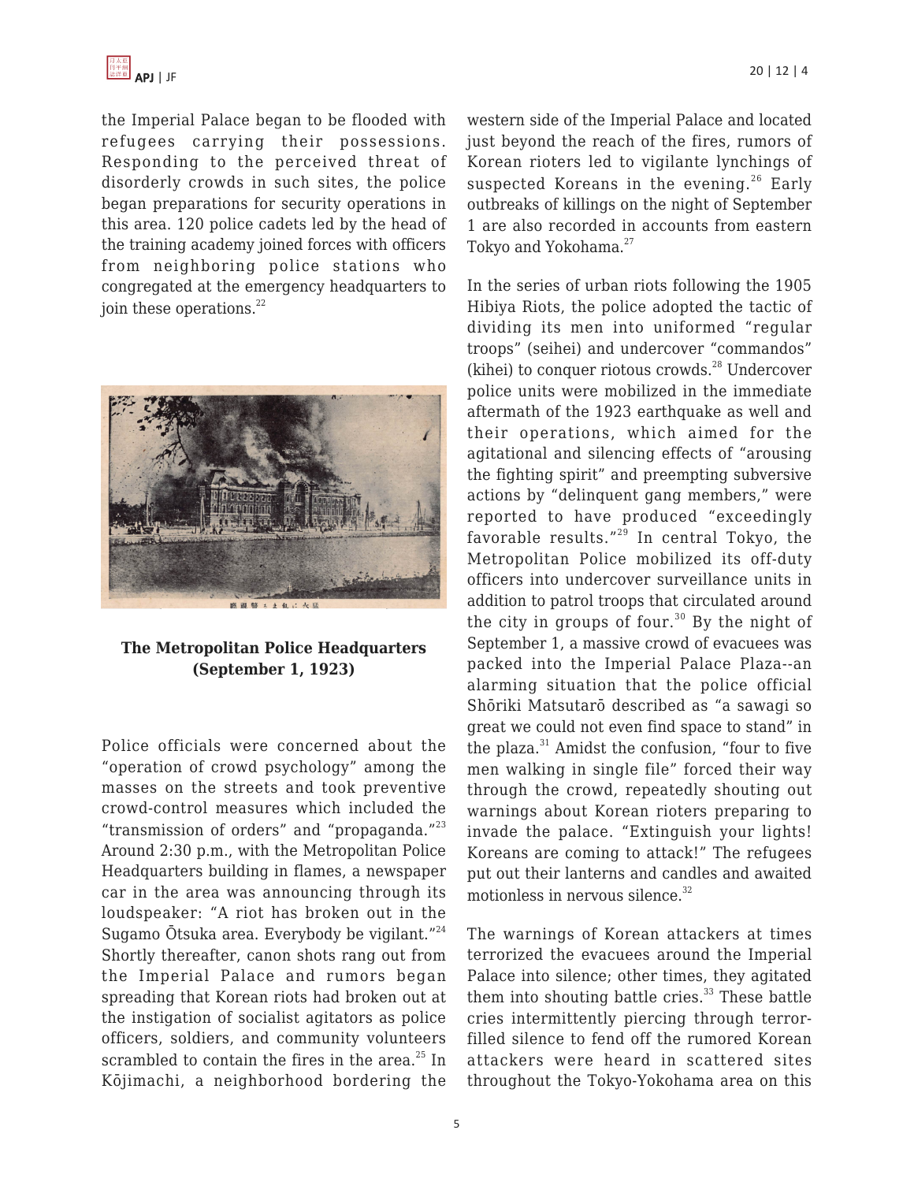the Imperial Palace began to be flooded with refugees carrying their possessions. Responding to the perceived threat of disorderly crowds in such sites, the police began preparations for security operations in this area. 120 police cadets led by the head of the training academy joined forces with officers from neighboring police stations who congregated at the emergency headquarters to join these operations.[22]

**The Metropolitan Police Headquarters (September 1, 1923)**

Police officials were concerned about the "operation of crowd psychology" among the masses on the streets and took preventive crowd-control measures which included the "transmission of orders" and "propaganda."[23] Around 2:30 p.m., with the Metropolitan Police Headquarters building in flames, a newspaper car in the area was announcing through its loudspeaker: "A riot has broken out in the Sugamo Ōtsuka area. Everybody be vigilant."[24] Shortly thereafter, canon shots rang out from the Imperial Palace and rumors began spreading that Korean riots had broken out at the instigation of socialist agitators as police officers, soldiers, and community volunteers scrambled to contain the fires in the area.[25] In Kōjimachi, a neighborhood bordering the western side of the Imperial Palace and located just beyond the reach of the fires, rumors of Korean rioters led to vigilante lynchings of suspected Koreans in the evening.[26] Early outbreaks of killings on the night of September 1 are also recorded in accounts from eastern Tokyo and Yokohama.[27]

In the series of urban riots following the 1905 Hibiya Riots, the police adopted the tactic of dividing its men into uniformed "regular troops" (seihei) and undercover "commandos" (kihei) to conquer riotous crowds.[28] Undercover police units were mobilized in the immediate aftermath of the 1923 earthquake as well and their operations, which aimed for the agitational and silencing effects of "arousing the fighting spirit" and preempting subversive actions by "delinquent gang members," were reported to have produced "exceedingly favorable results."[29] In central Tokyo, the Metropolitan Police mobilized its off-duty officers into undercover surveillance units in addition to patrol troops that circulated around the city in groups of four.[30] By the night of September 1, a massive crowd of evacuees was packed into the Imperial Palace Plaza--an alarming situation that the police official Shōriki Matsutarō described as "a sawagi so great we could not even find space to stand" in the plaza.[31] Amidst the confusion, "four to five men walking in single file" forced their way through the crowd, repeatedly shouting out warnings about Korean rioters preparing to invade the palace. "Extinguish your lights! Koreans are coming to attack!" The refugees put out their lanterns and candles and awaited motionless in nervous silence.[32]

The warnings of Korean attackers at times terrorized the evacuees around the Imperial Palace into silence; other times, they agitated them into shouting battle cries.[33] These battle cries intermittently piercing through terror-filled silence to fend off the rumored Korean attackers were heard in scattered sites throughout the Tokyo-Yokohama area on this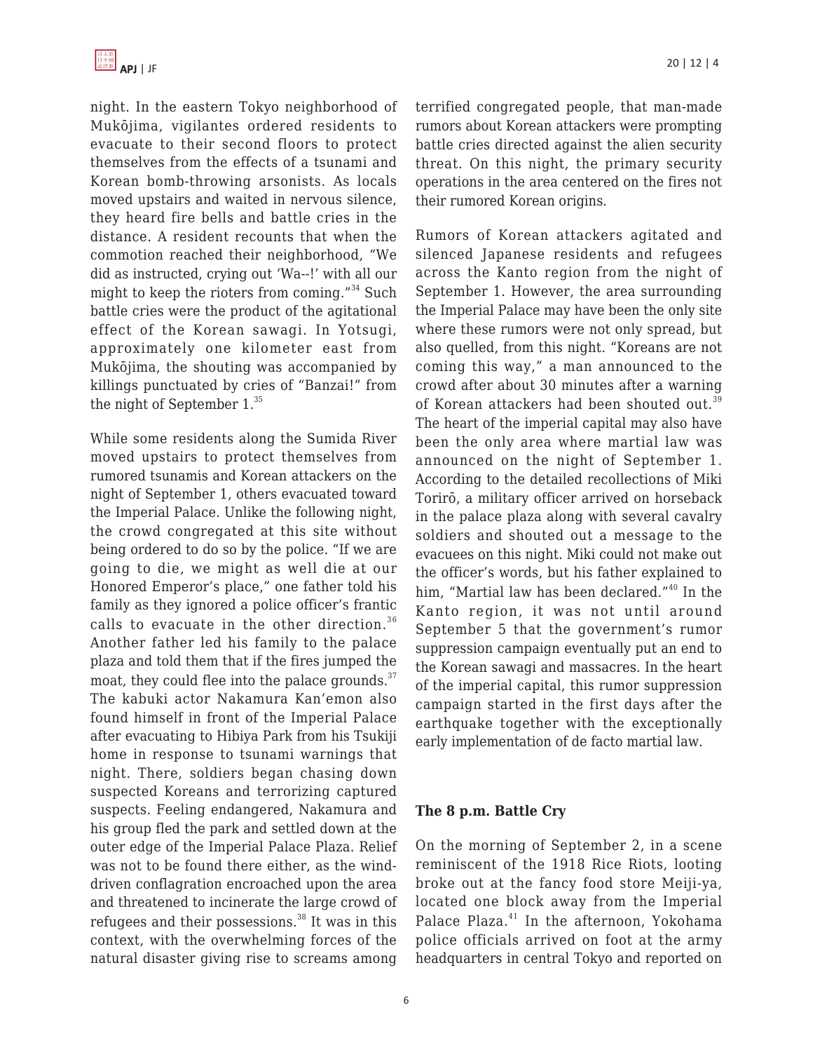night. In the eastern Tokyo neighborhood of Mukōjima, vigilantes ordered residents to evacuate to their second floors to protect themselves from the effects of a tsunami and Korean bomb-throwing arsonists. As locals moved upstairs and waited in nervous silence, they heard fire bells and battle cries in the distance. A resident recounts that when the commotion reached their neighborhood, "We did as instructed, crying out 'Wa--!' with all our might to keep the rioters from coming."[34] Such battle cries were the product of the agitational effect of the Korean sawagi. In Yotsugi, approximately one kilometer east from Mukōjima, the shouting was accompanied by killings punctuated by cries of "Banzai!" from the night of September 1.[35]

While some residents along the Sumida River moved upstairs to protect themselves from rumored tsunamis and Korean attackers on the night of September 1, others evacuated toward the Imperial Palace. Unlike the following night, the crowd congregated at this site without being ordered to do so by the police. "If we are going to die, we might as well die at our Honored Emperor's place," one father told his family as they ignored a police officer's frantic calls to evacuate in the other direction.[36] Another father led his family to the palace plaza and told them that if the fires jumped the moat, they could flee into the palace grounds.[37] The kabuki actor Nakamura Kan'emon also found himself in front of the Imperial Palace after evacuating to Hibiya Park from his Tsukiji home in response to tsunami warnings that night. There, soldiers began chasing down suspected Koreans and terrorizing captured suspects. Feeling endangered, Nakamura and his group fled the park and settled down at the outer edge of the Imperial Palace Plaza. Relief was not to be found there either, as the wind-driven conflagration encroached upon the area and threatened to incinerate the large crowd of refugees and their possessions.[38] It was in this context, with the overwhelming forces of the natural disaster giving rise to screams among terrified congregated people, that man-made rumors about Korean attackers were prompting battle cries directed against the alien security threat. On this night, the primary security operations in the area centered on the fires not their rumored Korean origins.

Rumors of Korean attackers agitated and silenced Japanese residents and refugees across the Kanto region from the night of September 1. However, the area surrounding the Imperial Palace may have been the only site where these rumors were not only spread, but also quelled, from this night. "Koreans are not coming this way," a man announced to the crowd after about 30 minutes after a warning of Korean attackers had been shouted out.[39] The heart of the imperial capital may also have been the only area where martial law was announced on the night of September 1. According to the detailed recollections of Miki Torirō, a military officer arrived on horseback in the palace plaza along with several cavalry soldiers and shouted out a message to the evacuees on this night. Miki could not make out the officer's words, but his father explained to him, "Martial law has been declared."[40] In the Kanto region, it was not until around September 5 that the government's rumor suppression campaign eventually put an end to the Korean sawagi and massacres. In the heart of the imperial capital, this rumor suppression campaign started in the first days after the earthquake together with the exceptionally early implementation of de facto martial law.

### The 8 p.m. Battle Cry

On the morning of September 2, in a scene reminiscent of the 1918 Rice Riots, looting broke out at the fancy food store Meiji-ya, located one block away from the Imperial Palace Plaza.[41] In the afternoon, Yokohama police officials arrived on foot at the army headquarters in central Tokyo and reported on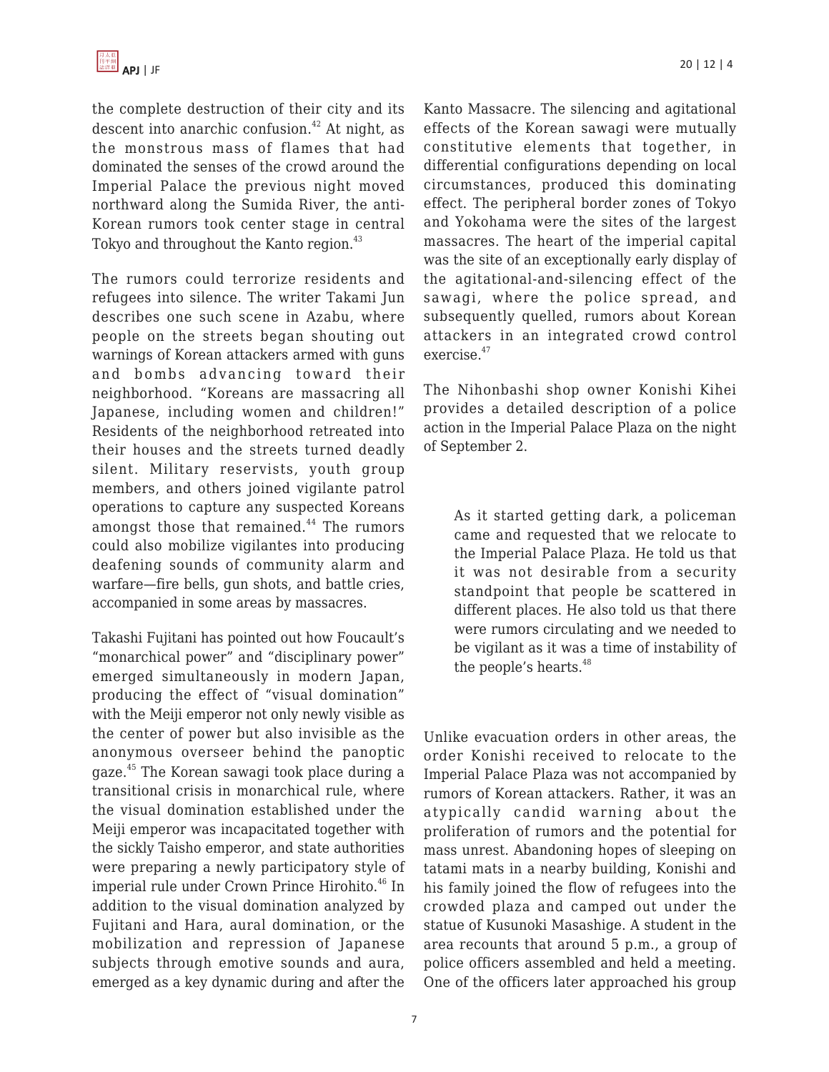the complete destruction of their city and its descent into anarchic confusion.[42] At night, as the monstrous mass of flames that had dominated the senses of the crowd around the Imperial Palace the previous night moved northward along the Sumida River, the anti-Korean rumors took center stage in central Tokyo and throughout the Kanto region.[43]

The rumors could terrorize residents and refugees into silence. The writer Takami Jun describes one such scene in Azabu, where people on the streets began shouting out warnings of Korean attackers armed with guns and bombs advancing toward their neighborhood. "Koreans are massacring all Japanese, including women and children!" Residents of the neighborhood retreated into their houses and the streets turned deadly silent. Military reservists, youth group members, and others joined vigilante patrol operations to capture any suspected Koreans amongst those that remained.[44] The rumors could also mobilize vigilantes into producing deafening sounds of community alarm and warfare—fire bells, gun shots, and battle cries, accompanied in some areas by massacres.

Takashi Fujitani has pointed out how Foucault's "monarchical power" and "disciplinary power" emerged simultaneously in modern Japan, producing the effect of "visual domination" with the Meiji emperor not only newly visible as the center of power but also invisible as the anonymous overseer behind the panoptic gaze.[45] The Korean sawagi took place during a transitional crisis in monarchical rule, where the visual domination established under the Meiji emperor was incapacitated together with the sickly Taisho emperor, and state authorities were preparing a newly participatory style of imperial rule under Crown Prince Hirohito.[46] In addition to the visual domination analyzed by Fujitani and Hara, aural domination, or the mobilization and repression of Japanese subjects through emotive sounds and aura, emerged as a key dynamic during and after the Kanto Massacre. The silencing and agitational effects of the Korean sawagi were mutually constitutive elements that together, in differential configurations depending on local circumstances, produced this dominating effect. The peripheral border zones of Tokyo and Yokohama were the sites of the largest massacres. The heart of the imperial capital was the site of an exceptionally early display of the agitational-and-silencing effect of the sawagi, where the police spread, and subsequently quelled, rumors about Korean attackers in an integrated crowd control exercise.[47]

The Nihonbashi shop owner Konishi Kihei provides a detailed description of a police action in the Imperial Palace Plaza on the night of September 2.

> As it started getting dark, a policeman came and requested that we relocate to the Imperial Palace Plaza. He told us that it was not desirable from a security standpoint that people be scattered in different places. He also told us that there were rumors circulating and we needed to be vigilant as it was a time of instability of the people's hearts.[48]

Unlike evacuation orders in other areas, the order Konishi received to relocate to the Imperial Palace Plaza was not accompanied by rumors of Korean attackers. Rather, it was an atypically candid warning about the proliferation of rumors and the potential for mass unrest. Abandoning hopes of sleeping on tatami mats in a nearby building, Konishi and his family joined the flow of refugees into the crowded plaza and camped out under the statue of Kusunoki Masashige. A student in the area recounts that around 5 p.m., a group of police officers assembled and held a meeting. One of the officers later approached his group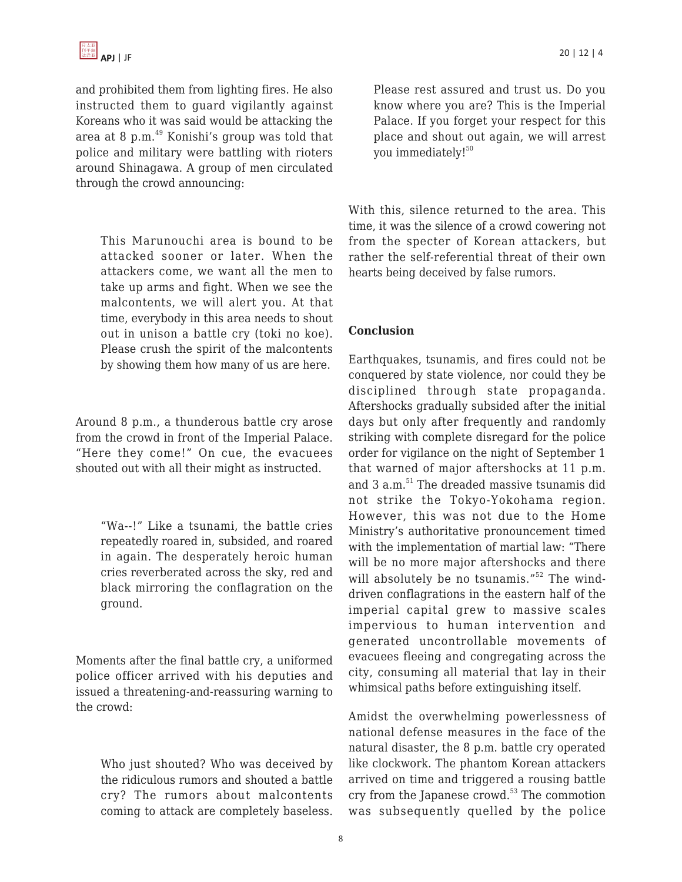and prohibited them from lighting fires. He also instructed them to guard vigilantly against Koreans who it was said would be attacking the area at 8 p.m.[49] Konishi's group was told that police and military were battling with rioters around Shinagawa. A group of men circulated through the crowd announcing:

> This Marunouchi area is bound to be attacked sooner or later. When the attackers come, we want all the men to take up arms and fight. When we see the malcontents, we will alert you. At that time, everybody in this area needs to shout out in unison a battle cry (toki no koe). Please crush the spirit of the malcontents by showing them how many of us are here.

Around 8 p.m., a thunderous battle cry arose from the crowd in front of the Imperial Palace. "Here they come!" On cue, the evacuees shouted out with all their might as instructed.

> "Wa--!" Like a tsunami, the battle cries repeatedly roared in, subsided, and roared in again. The desperately heroic human cries reverberated across the sky, red and black mirroring the conflagration on the ground.

Moments after the final battle cry, a uniformed police officer arrived with his deputies and issued a threatening-and-reassuring warning to the crowd:

> Who just shouted? Who was deceived by the ridiculous rumors and shouted a battle cry? The rumors about malcontents coming to attack are completely baseless. Please rest assured and trust us. Do you know where you are? This is the Imperial Palace. If you forget your respect for this place and shout out again, we will arrest you immediately![50]

With this, silence returned to the area. This time, it was the silence of a crowd cowering not from the specter of Korean attackers, but rather the self-referential threat of their own hearts being deceived by false rumors.

## Conclusion

Earthquakes, tsunamis, and fires could not be conquered by state violence, nor could they be disciplined through state propaganda. Aftershocks gradually subsided after the initial days but only after frequently and randomly striking with complete disregard for the police order for vigilance on the night of September 1 that warned of major aftershocks at 11 p.m. and 3 a.m.[51] The dreaded massive tsunamis did not strike the Tokyo-Yokohama region. However, this was not due to the Home Ministry's authoritative pronouncement timed with the implementation of martial law: "There will be no more major aftershocks and there will absolutely be no tsunamis."[52] The wind-driven conflagrations in the eastern half of the imperial capital grew to massive scales impervious to human intervention and generated uncontrollable movements of evacuees fleeing and congregating across the city, consuming all material that lay in their whimsical paths before extinguishing itself.

Amidst the overwhelming powerlessness of national defense measures in the face of the natural disaster, the 8 p.m. battle cry operated like clockwork. The phantom Korean attackers arrived on time and triggered a rousing battle cry from the Japanese crowd.[53] The commotion was subsequently quelled by the police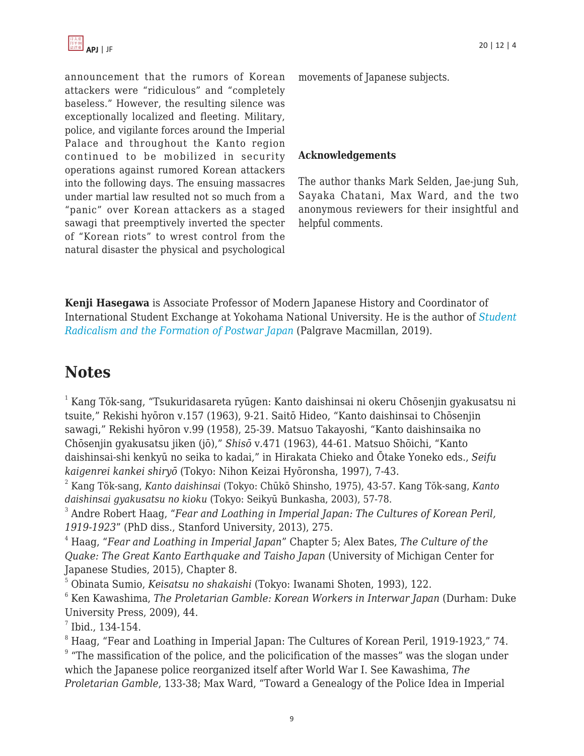announcement that the rumors of Korean attackers were "ridiculous" and "completely baseless." However, the resulting silence was exceptionally localized and fleeting. Military, police, and vigilante forces around the Imperial Palace and throughout the Kanto region continued to be mobilized in security operations against rumored Korean attackers into the following days. The ensuing massacres under martial law resulted not so much from a "panic" over Korean attackers as a staged sawagi that preemptively inverted the specter of "Korean riots" to wrest control from the natural disaster the physical and psychological movements of Japanese subjects.

**Acknowledgements**

The author thanks Mark Selden, Jae-jung Suh, Sayaka Chatani, Max Ward, and the two anonymous reviewers for their insightful and helpful comments.

**Kenji Hasegawa** is Associate Professor of Modern Japanese History and Coordinator of International Student Exchange at Yokohama National University. He is the author of *Student Radicalism and the Formation of Postwar Japan* (Palgrave Macmillan, 2019).

## Notes

[1] Kang Tŏk-sang, "Tsukuridasareta ryūgen: Kanto daishinsai ni okeru Chōsenjin gyakusatsu ni tsuite," Rekishi hyōron v.157 (1963), 9-21. Saitō Hideo, "Kanto daishinsai to Chōsenjin sawagi," Rekishi hyōron v.99 (1958), 25-39. Matsuo Takayoshi, "Kanto daishinsaika no Chōsenjin gyakusatsu jiken (jō)," *Shisō* v.471 (1963), 44-61. Matsuo Shōichi, "Kanto daishinsai-shi kenkyū no seika to kadai," in Hirakata Chieko and Ōtake Yoneko eds., *Seifu kaigenrei kankei shiryō* (Tokyo: Nihon Keizai Hyōronsha, 1997), 7-43.

[2] Kang Tŏk-sang, *Kanto daishinsai* (Tokyo: Chūkō Shinsho, 1975), 43-57. Kang Tŏk-sang, *Kanto daishinsai gyakusatsu no kioku* (Tokyo: Seikyū Bunkasha, 2003), 57-78.

[3] Andre Robert Haag, "*Fear and Loathing in Imperial Japan: The Cultures of Korean Peril, 1919-1923*" (PhD diss., Stanford University, 2013), 275.

[4] Haag, "*Fear and Loathing in Imperial Japan*" Chapter 5; Alex Bates, *The Culture of the Quake: The Great Kanto Earthquake and Taisho Japan* (University of Michigan Center for Japanese Studies, 2015), Chapter 8.

[5] Obinata Sumio, *Keisatsu no shakaishi* (Tokyo: Iwanami Shoten, 1993), 122.

[6] Ken Kawashima, *The Proletarian Gamble: Korean Workers in Interwar Japan* (Durham: Duke University Press, 2009), 44.

[7] Ibid., 134-154.

[8] Haag, "Fear and Loathing in Imperial Japan: The Cultures of Korean Peril, 1919-1923," 74.

[9] "The massification of the police, and the policification of the masses" was the slogan under which the Japanese police reorganized itself after World War I. See Kawashima, *The Proletarian Gamble*, 133-38; Max Ward, "Toward a Genealogy of the Police Idea in Imperial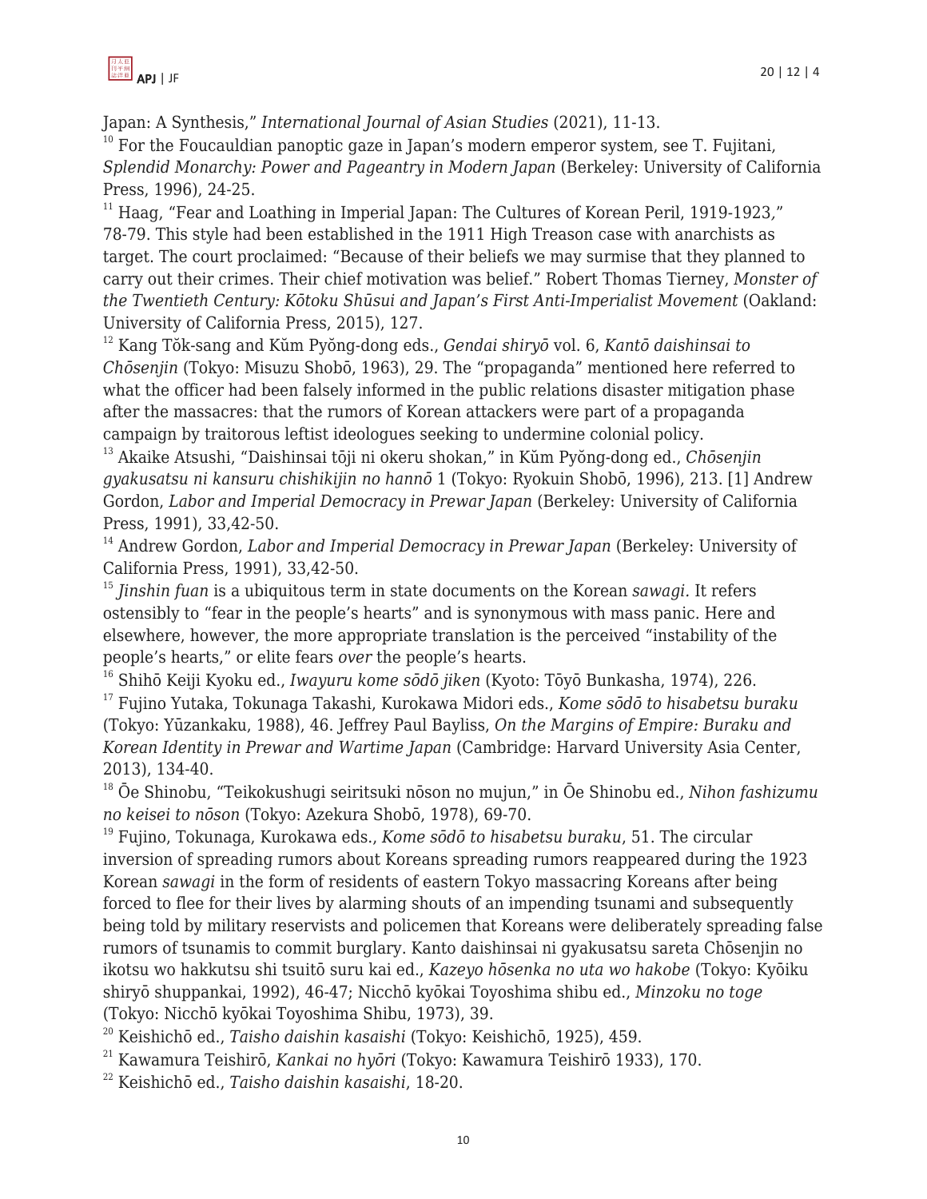Japan: A Synthesis," *International Journal of Asian Studies* (2021), 11-13.

[10] For the Foucauldian panoptic gaze in Japan's modern emperor system, see T. Fujitani, *Splendid Monarchy: Power and Pageantry in Modern Japan* (Berkeley: University of California Press, 1996), 24-25.

[11] Haag, "Fear and Loathing in Imperial Japan: The Cultures of Korean Peril, 1919-1923," 78-79. This style had been established in the 1911 High Treason case with anarchists as target. The court proclaimed: "Because of their beliefs we may surmise that they planned to carry out their crimes. Their chief motivation was belief." Robert Thomas Tierney, *Monster of the Twentieth Century: Kōtoku Shūsui and Japan's First Anti-Imperialist Movement* (Oakland: University of California Press, 2015), 127.

[12] Kang Tŏk-sang and Kŭm Pyŏng-dong eds., *Gendai shiryō* vol. 6, *Kantō daishinsai to Chōsenjin* (Tokyo: Misuzu Shobō, 1963), 29. The "propaganda" mentioned here referred to what the officer had been falsely informed in the public relations disaster mitigation phase after the massacres: that the rumors of Korean attackers were part of a propaganda campaign by traitorous leftist ideologues seeking to undermine colonial policy.

[13] Akaike Atsushi, "Daishinsai tōji ni okeru shokan," in Kŭm Pyŏng-dong ed., *Chōsenjin gyakusatsu ni kansuru chishikijin no hannō* 1 (Tokyo: Ryokuin Shobō, 1996), 213. [1] Andrew Gordon, *Labor and Imperial Democracy in Prewar Japan* (Berkeley: University of California Press, 1991), 33,42-50.

[14] Andrew Gordon, *Labor and Imperial Democracy in Prewar Japan* (Berkeley: University of California Press, 1991), 33,42-50.

[15] *Jinshin fuan* is a ubiquitous term in state documents on the Korean *sawagi*. It refers ostensibly to "fear in the people's hearts" and is synonymous with mass panic. Here and elsewhere, however, the more appropriate translation is the perceived "instability of the people's hearts," or elite fears *over* the people's hearts.

[16] Shihō Keiji Kyoku ed., *Iwayuru kome sōdō jiken* (Kyoto: Tōyō Bunkasha, 1974), 226.

[17] Fujino Yutaka, Tokunaga Takashi, Kurokawa Midori eds., *Kome sōdō to hisabetsu buraku* (Tokyo: Yūzankaku, 1988), 46. Jeffrey Paul Bayliss, *On the Margins of Empire: Buraku and Korean Identity in Prewar and Wartime Japan* (Cambridge: Harvard University Asia Center, 2013), 134-40.

[18] Ōe Shinobu, "Teikokushugi seiritsuki nōson no mujun," in Ōe Shinobu ed., *Nihon fashizumu no keisei to nōson* (Tokyo: Azekura Shobō, 1978), 69-70.

[19] Fujino, Tokunaga, Kurokawa eds., *Kome sōdō to hisabetsu buraku*, 51. The circular inversion of spreading rumors about Koreans spreading rumors reappeared during the 1923 Korean *sawagi* in the form of residents of eastern Tokyo massacring Koreans after being forced to flee for their lives by alarming shouts of an impending tsunami and subsequently being told by military reservists and policemen that Koreans were deliberately spreading false rumors of tsunamis to commit burglary. Kanto daishinsai ni gyakusatsu sareta Chōsenjin no ikotsu wo hakkutsu shi tsuitō suru kai ed., *Kazeyo hōsenka no uta wo hakobe* (Tokyo: Kyōiku shiryō shuppankai, 1992), 46-47; Nicchō kyōkai Toyoshima shibu ed., *Minzoku no toge* (Tokyo: Nicchō kyōkai Toyoshima Shibu, 1973), 39.

[20] Keishichō ed., *Taisho daishin kasaishi* (Tokyo: Keishichō, 1925), 459.

[21] Kawamura Teishirō, *Kankai no hyōri* (Tokyo: Kawamura Teishirō 1933), 170.

[22] Keishichō ed., *Taisho daishin kasaishi*, 18-20.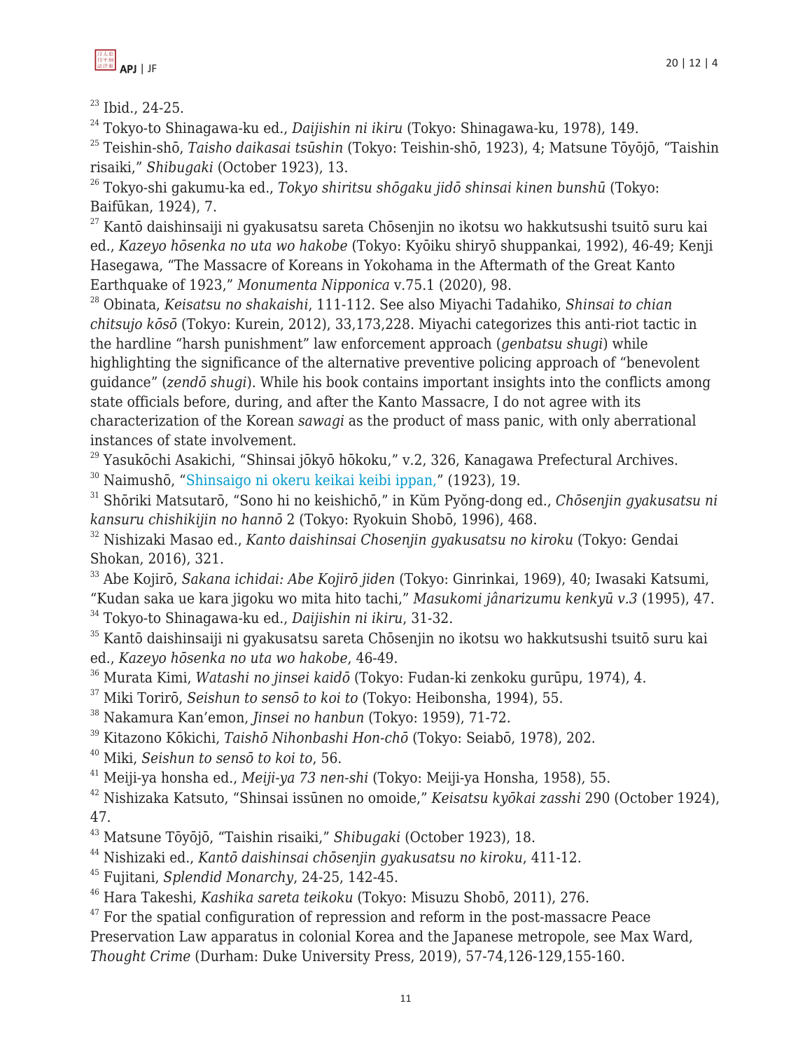[23] Ibid., 24-25.

[24] Tokyo-to Shinagawa-ku ed., *Daijishin ni ikiru* (Tokyo: Shinagawa-ku, 1978), 149.

[25] Teishin-shō, *Taisho daikasai tsūshin* (Tokyo: Teishin-shō, 1923), 4; Matsune Tōyōjō, "Taishin risaiki," *Shibugaki* (October 1923), 13.

[26] Tokyo-shi gakumu-ka ed., *Tokyo shiritsu shōgaku jidō shinsai kinen bunshū* (Tokyo: Baifūkan, 1924), 7.

[27] Kantō daishinsaiji ni gyakusatsu sareta Chōsenjin no ikotsu wo hakkutsushi tsuitō suru kai ed., *Kazeyo hōsenka no uta wo hakobe* (Tokyo: Kyōiku shiryō shuppankai, 1992), 46-49; Kenji Hasegawa, "The Massacre of Koreans in Yokohama in the Aftermath of the Great Kanto Earthquake of 1923," *Monumenta Nipponica* v.75.1 (2020), 98.

[28] Obinata, *Keisatsu no shakaishi*, 111-112. See also Miyachi Tadahiko, *Shinsai to chian chitsujo kōsō* (Tokyo: Kurein, 2012), 33,173,228. Miyachi categorizes this anti-riot tactic in the hardline "harsh punishment" law enforcement approach (*genbatsu shugi*) while highlighting the significance of the alternative preventive policing approach of "benevolent guidance" (*zendō shugi*). While his book contains important insights into the conflicts among state officials before, during, and after the Kanto Massacre, I do not agree with its characterization of the Korean *sawagi* as the product of mass panic, with only aberrational instances of state involvement.

[29] Yasukōchi Asakichi, "Shinsai jōkyō hōkoku," v.2, 326, Kanagawa Prefectural Archives.

[30] Naimushō, "Shinsaigo ni okeru keikai keibi ippan," (1923), 19.

[31] Shōriki Matsutarō, "Sono hi no keishichō," in Kŭm Pyŏng-dong ed., *Chōsenjin gyakusatsu ni kansuru chishikijin no hannō* 2 (Tokyo: Ryokuin Shobō, 1996), 468.

[32] Nishizaki Masao ed., *Kanto daishinsai Chosenjin gyakusatsu no kiroku* (Tokyo: Gendai Shokan, 2016), 321.

[33] Abe Kojirō, *Sakana ichidai: Abe Kojirō jiden* (Tokyo: Ginrinkai, 1969), 40; Iwasaki Katsumi, "Kudan saka ue kara jigoku wo mita hito tachi," *Masukomi jânarizumu kenkyū v.3* (1995), 47.

[34] Tokyo-to Shinagawa-ku ed., *Daijishin ni ikiru*, 31-32.

[35] Kantō daishinsaiji ni gyakusatsu sareta Chōsenjin no ikotsu wo hakkutsushi tsuitō suru kai ed., *Kazeyo hōsenka no uta wo hakobe*, 46-49.

[36] Murata Kimi, *Watashi no jinsei kaidō* (Tokyo: Fudan-ki zenkoku gurūpu, 1974), 4.

[37] Miki Torirō, *Seishun to sensō to koi to* (Tokyo: Heibonsha, 1994), 55.

[38] Nakamura Kan'emon, *Jinsei no hanbun* (Tokyo: 1959), 71-72.

[39] Kitazono Kōkichi, *Taishō Nihonbashi Hon-chō* (Tokyo: Seiabō, 1978), 202.

[40] Miki, *Seishun to sensō to koi to*, 56.

[41] Meiji-ya honsha ed., *Meiji-ya 73 nen-shi* (Tokyo: Meiji-ya Honsha, 1958), 55.

[42] Nishizaka Katsuto, "Shinsai issūnen no omoide," *Keisatsu kyōkai zasshi* 290 (October 1924), 47.

[43] Matsune Tōyōjō, "Taishin risaiki," *Shibugaki* (October 1923), 18.

[44] Nishizaki ed., *Kantō daishinsai chōsenjin gyakusatsu no kiroku*, 411-12.

[45] Fujitani, *Splendid Monarchy*, 24-25, 142-45.

[46] Hara Takeshi, *Kashika sareta teikoku* (Tokyo: Misuzu Shobō, 2011), 276.

[47] For the spatial configuration of repression and reform in the post-massacre Peace Preservation Law apparatus in colonial Korea and the Japanese metropole, see Max Ward, *Thought Crime* (Durham: Duke University Press, 2019), 57-74,126-129,155-160.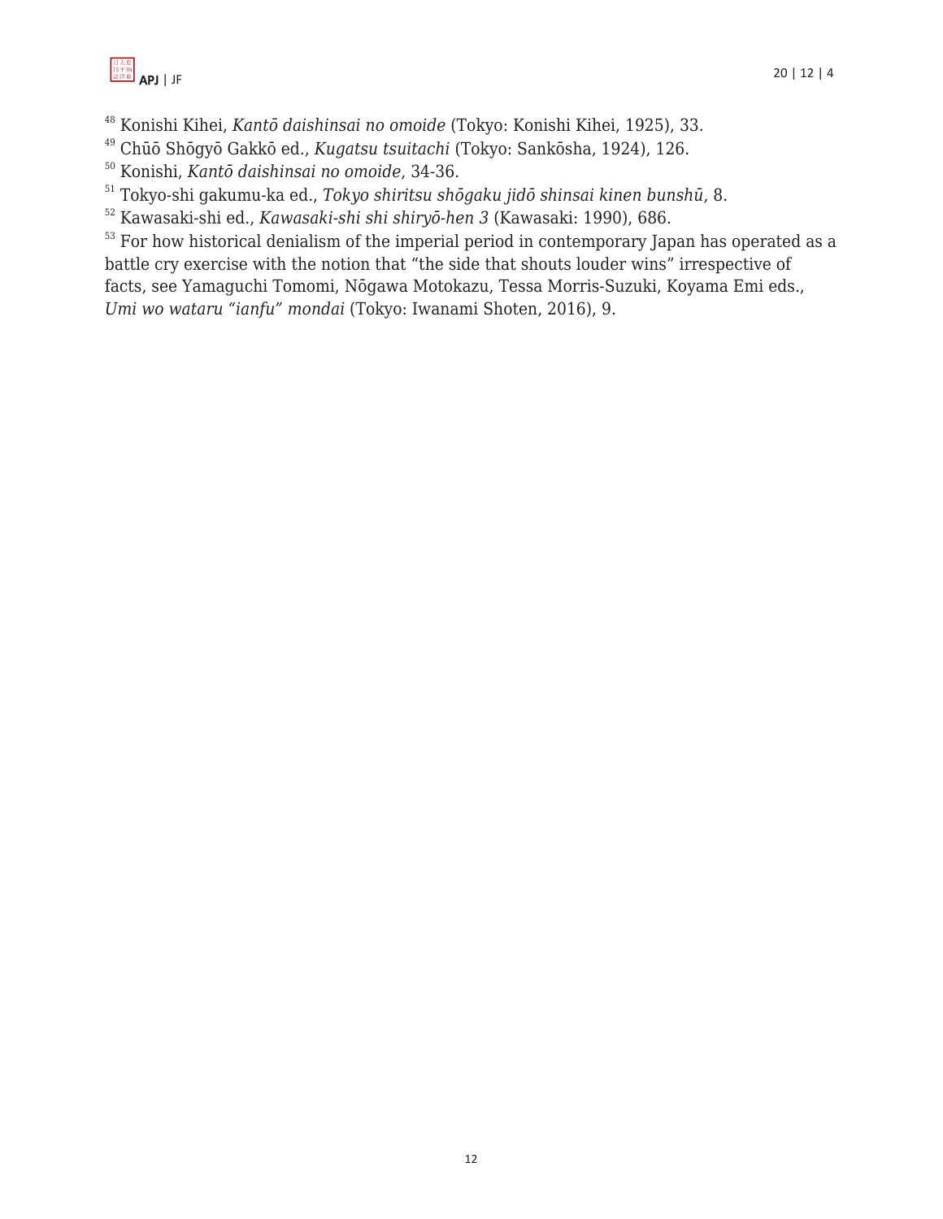[48] Konishi Kihei, *Kantō daishinsai no omoide* (Tokyo: Konishi Kihei, 1925), 33.
[49] Chūō Shōgyō Gakkō ed., *Kugatsu tsuitachi* (Tokyo: Sankōsha, 1924), 126.
[50] Konishi, *Kantō daishinsai no omoide*, 34-36.
[51] Tokyo-shi gakumu-ka ed., *Tokyo shiritsu shōgaku jidō shinsai kinen bunshū*, 8.
[52] Kawasaki-shi ed., *Kawasaki-shi shi shiryō-hen 3* (Kawasaki: 1990), 686.
[53] For how historical denialism of the imperial period in contemporary Japan has operated as a battle cry exercise with the notion that "the side that shouts louder wins" irrespective of facts, see Yamaguchi Tomomi, Nōgawa Motokazu, Tessa Morris-Suzuki, Koyama Emi eds., *Umi wo wataru "ianfu" mondai* (Tokyo: Iwanami Shoten, 2016), 9.